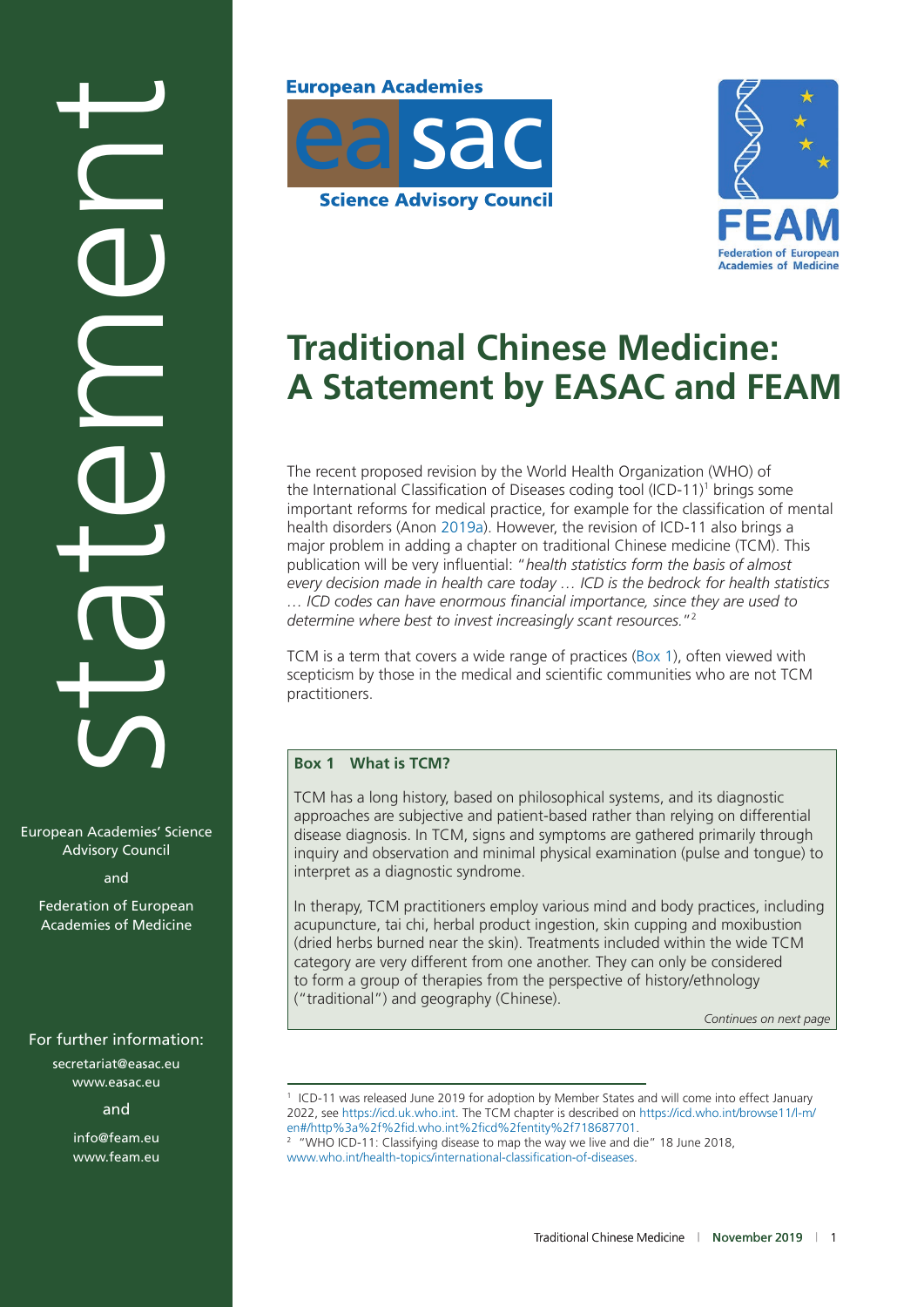# Traditional Chinese Medicine: A Statement by EASAC and FEAM

European Academies' Science Advisory Council

and

Federation of European Academies of Medicine

For further information:

secretariat@easac.eu
www.easac.eu

and

info@feam.eu
www.feam.eu

The recent proposed revision by the World Health Organization (WHO) of the International Classification of Diseases coding tool (ICD-11)[1] brings some important reforms for medical practice, for example for the classification of mental health disorders (Anon 2019a). However, the revision of ICD-11 also brings a major problem in adding a chapter on traditional Chinese medicine (TCM). This publication will be very influential: "*health statistics form the basis of almost every decision made in health care today … ICD is the bedrock for health statistics … ICD codes can have enormous financial importance, since they are used to determine where best to invest increasingly scant resources.*"[2]

TCM is a term that covers a wide range of practices (Box 1), often viewed with scepticism by those in the medical and scientific communities who are not TCM practitioners.

> **Box 1 What is TCM?**
>
> TCM has a long history, based on philosophical systems, and its diagnostic approaches are subjective and patient-based rather than relying on differential disease diagnosis. In TCM, signs and symptoms are gathered primarily through inquiry and observation and minimal physical examination (pulse and tongue) to interpret as a diagnostic syndrome.
>
> In therapy, TCM practitioners employ various mind and body practices, including acupuncture, tai chi, herbal product ingestion, skin cupping and moxibustion (dried herbs burned near the skin). Treatments included within the wide TCM category are very different from one another. They can only be considered to form a group of therapies from the perspective of history/ethnology ("traditional") and geography (Chinese).
>
> *Continues on next page*

[1] ICD-11 was released June 2019 for adoption by Member States and will come into effect January 2022, see https://icd.uk.who.int. The TCM chapter is described on https://icd.who.int/browse11/l-m/en#/http%3a%2f%2fid.who.int%2ficd%2fentity%2f718687701.

[2] "WHO ICD-11: Classifying disease to map the way we live and die" 18 June 2018, www.who.int/health-topics/international-classification-of-diseases.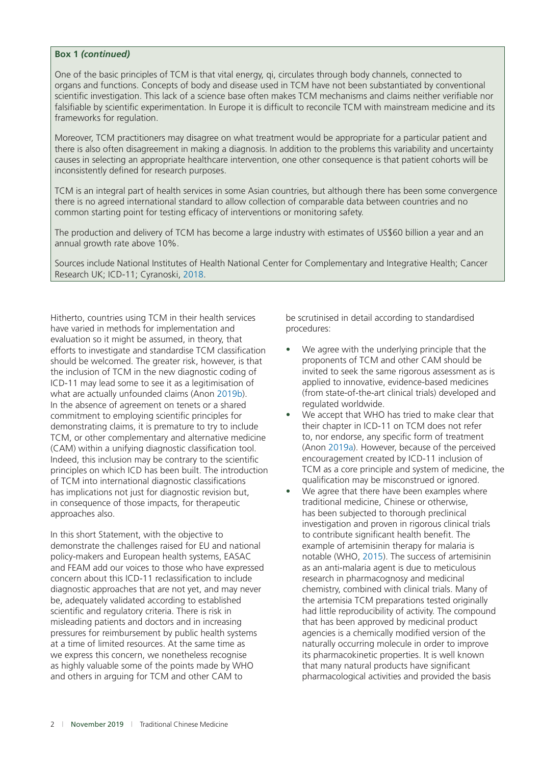**Box 1 *(continued)***

One of the basic principles of TCM is that vital energy, qi, circulates through body channels, connected to organs and functions. Concepts of body and disease used in TCM have not been substantiated by conventional scientific investigation. This lack of a science base often makes TCM mechanisms and claims neither verifiable nor falsifiable by scientific experimentation. In Europe it is difficult to reconcile TCM with mainstream medicine and its frameworks for regulation.

Moreover, TCM practitioners may disagree on what treatment would be appropriate for a particular patient and there is also often disagreement in making a diagnosis. In addition to the problems this variability and uncertainty causes in selecting an appropriate healthcare intervention, one other consequence is that patient cohorts will be inconsistently defined for research purposes.

TCM is an integral part of health services in some Asian countries, but although there has been some convergence there is no agreed international standard to allow collection of comparable data between countries and no common starting point for testing efficacy of interventions or monitoring safety.

The production and delivery of TCM has become a large industry with estimates of US$60 billion a year and an annual growth rate above 10%.

Sources include National Institutes of Health National Center for Complementary and Integrative Health; Cancer Research UK; ICD-11; Cyranoski, 2018.

---

Hitherto, countries using TCM in their health services have varied in methods for implementation and evaluation so it might be assumed, in theory, that efforts to investigate and standardise TCM classification should be welcomed. The greater risk, however, is that the inclusion of TCM in the new diagnostic coding of ICD-11 may lead some to see it as a legitimisation of what are actually unfounded claims (Anon 2019b). In the absence of agreement on tenets or a shared commitment to employing scientific principles for demonstrating claims, it is premature to try to include TCM, or other complementary and alternative medicine (CAM) within a unifying diagnostic classification tool. Indeed, this inclusion may be contrary to the scientific principles on which ICD has been built. The introduction of TCM into international diagnostic classifications has implications not just for diagnostic revision but, in consequence of those impacts, for therapeutic approaches also.

In this short Statement, with the objective to demonstrate the challenges raised for EU and national policy-makers and European health systems, EASAC and FEAM add our voices to those who have expressed concern about this ICD-11 reclassification to include diagnostic approaches that are not yet, and may never be, adequately validated according to established scientific and regulatory criteria. There is risk in misleading patients and doctors and in increasing pressures for reimbursement by public health systems at a time of limited resources. At the same time as we express this concern, we nonetheless recognise as highly valuable some of the points made by WHO and others in arguing for TCM and other CAM to be scrutinised in detail according to standardised procedures:

- We agree with the underlying principle that the proponents of TCM and other CAM should be invited to seek the same rigorous assessment as is applied to innovative, evidence-based medicines (from state-of-the-art clinical trials) developed and regulated worldwide.
- We accept that WHO has tried to make clear that their chapter in ICD-11 on TCM does not refer to, nor endorse, any specific form of treatment (Anon 2019a). However, because of the perceived encouragement created by ICD-11 inclusion of TCM as a core principle and system of medicine, the qualification may be misconstrued or ignored.
- We agree that there have been examples where traditional medicine, Chinese or otherwise, has been subjected to thorough preclinical investigation and proven in rigorous clinical trials to contribute significant health benefit. The example of artemisinin therapy for malaria is notable (WHO, 2015). The success of artemisinin as an anti-malaria agent is due to meticulous research in pharmacognosy and medicinal chemistry, combined with clinical trials. Many of the artemisia TCM preparations tested originally had little reproducibility of activity. The compound that has been approved by medicinal product agencies is a chemically modified version of the naturally occurring molecule in order to improve its pharmacokinetic properties. It is well known that many natural products have significant pharmacological activities and provided the basis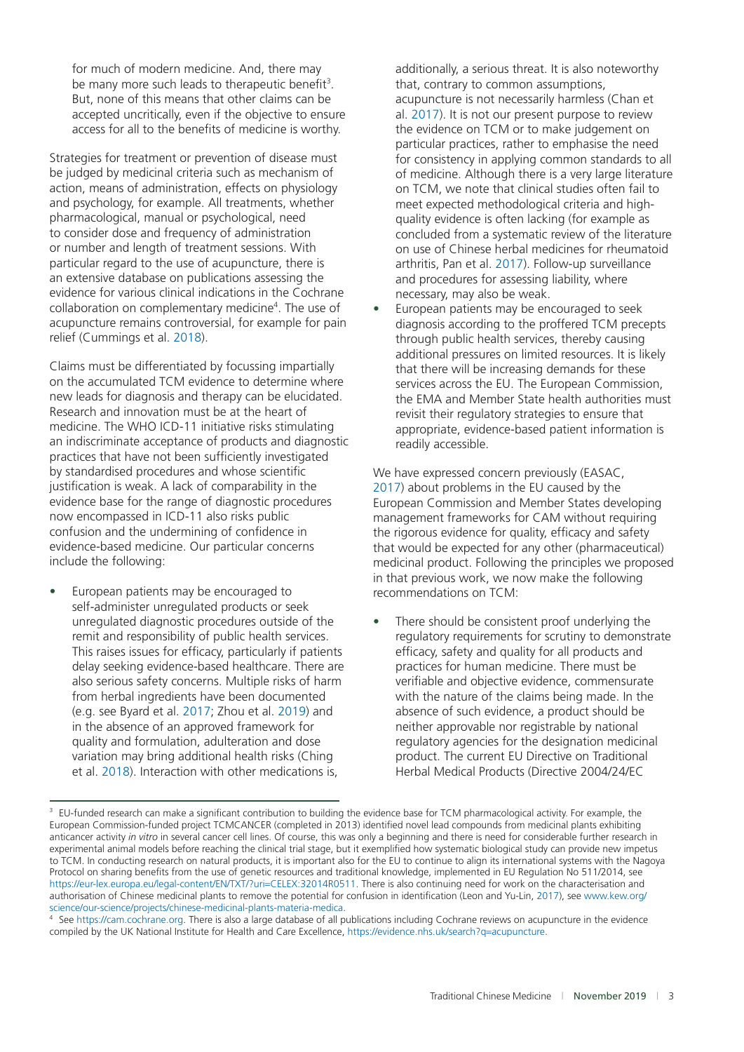for much of modern medicine. And, there may be many more such leads to therapeutic benefit[3]. But, none of this means that other claims can be accepted uncritically, even if the objective to ensure access for all to the benefits of medicine is worthy.

Strategies for treatment or prevention of disease must be judged by medicinal criteria such as mechanism of action, means of administration, effects on physiology and psychology, for example. All treatments, whether pharmacological, manual or psychological, need to consider dose and frequency of administration or number and length of treatment sessions. With particular regard to the use of acupuncture, there is an extensive database on publications assessing the evidence for various clinical indications in the Cochrane collaboration on complementary medicine[4]. The use of acupuncture remains controversial, for example for pain relief (Cummings et al. 2018).

Claims must be differentiated by focussing impartially on the accumulated TCM evidence to determine where new leads for diagnosis and therapy can be elucidated. Research and innovation must be at the heart of medicine. The WHO ICD-11 initiative risks stimulating an indiscriminate acceptance of products and diagnostic practices that have not been sufficiently investigated by standardised procedures and whose scientific justification is weak. A lack of comparability in the evidence base for the range of diagnostic procedures now encompassed in ICD-11 also risks public confusion and the undermining of confidence in evidence-based medicine. Our particular concerns include the following:

- European patients may be encouraged to self-administer unregulated products or seek unregulated diagnostic procedures outside of the remit and responsibility of public health services. This raises issues for efficacy, particularly if patients delay seeking evidence-based healthcare. There are also serious safety concerns. Multiple risks of harm from herbal ingredients have been documented (e.g. see Byard et al. 2017; Zhou et al. 2019) and in the absence of an approved framework for quality and formulation, adulteration and dose variation may bring additional health risks (Ching et al. 2018). Interaction with other medications is, additionally, a serious threat. It is also noteworthy that, contrary to common assumptions, acupuncture is not necessarily harmless (Chan et al. 2017). It is not our present purpose to review the evidence on TCM or to make judgement on particular practices, rather to emphasise the need for consistency in applying common standards to all of medicine. Although there is a very large literature on TCM, we note that clinical studies often fail to meet expected methodological criteria and high-quality evidence is often lacking (for example as concluded from a systematic review of the literature on use of Chinese herbal medicines for rheumatoid arthritis, Pan et al. 2017). Follow-up surveillance and procedures for assessing liability, where necessary, may also be weak.
- European patients may be encouraged to seek diagnosis according to the proffered TCM precepts through public health services, thereby causing additional pressures on limited resources. It is likely that there will be increasing demands for these services across the EU. The European Commission, the EMA and Member State health authorities must revisit their regulatory strategies to ensure that appropriate, evidence-based patient information is readily accessible.

We have expressed concern previously (EASAC, 2017) about problems in the EU caused by the European Commission and Member States developing management frameworks for CAM without requiring the rigorous evidence for quality, efficacy and safety that would be expected for any other (pharmaceutical) medicinal product. Following the principles we proposed in that previous work, we now make the following recommendations on TCM:

- There should be consistent proof underlying the regulatory requirements for scrutiny to demonstrate efficacy, safety and quality for all products and practices for human medicine. There must be verifiable and objective evidence, commensurate with the nature of the claims being made. In the absence of such evidence, a product should be neither approvable nor registrable by national regulatory agencies for the designation medicinal product. The current EU Directive on Traditional Herbal Medical Products (Directive 2004/24/EC

---

[3] EU-funded research can make a significant contribution to building the evidence base for TCM pharmacological activity. For example, the European Commission-funded project TCMCANCER (completed in 2013) identified novel lead compounds from medicinal plants exhibiting anticancer activity *in vitro* in several cancer cell lines. Of course, this was only a beginning and there is need for considerable further research in experimental animal models before reaching the clinical trial stage, but it exemplified how systematic biological study can provide new impetus to TCM. In conducting research on natural products, it is important also for the EU to continue to align its international systems with the Nagoya Protocol on sharing benefits from the use of genetic resources and traditional knowledge, implemented in EU Regulation No 511/2014, see https://eur-lex.europa.eu/legal-content/EN/TXT/?uri=CELEX:32014R0511. There is also continuing need for work on the characterisation and authorisation of Chinese medicinal plants to remove the potential for confusion in identification (Leon and Yu-Lin, 2017), see www.kew.org/science/our-science/projects/chinese-medicinal-plants-materia-medica.

[4] See https://cam.cochrane.org. There is also a large database of all publications including Cochrane reviews on acupuncture in the evidence compiled by the UK National Institute for Health and Care Excellence, https://evidence.nhs.uk/search?q=acupuncture.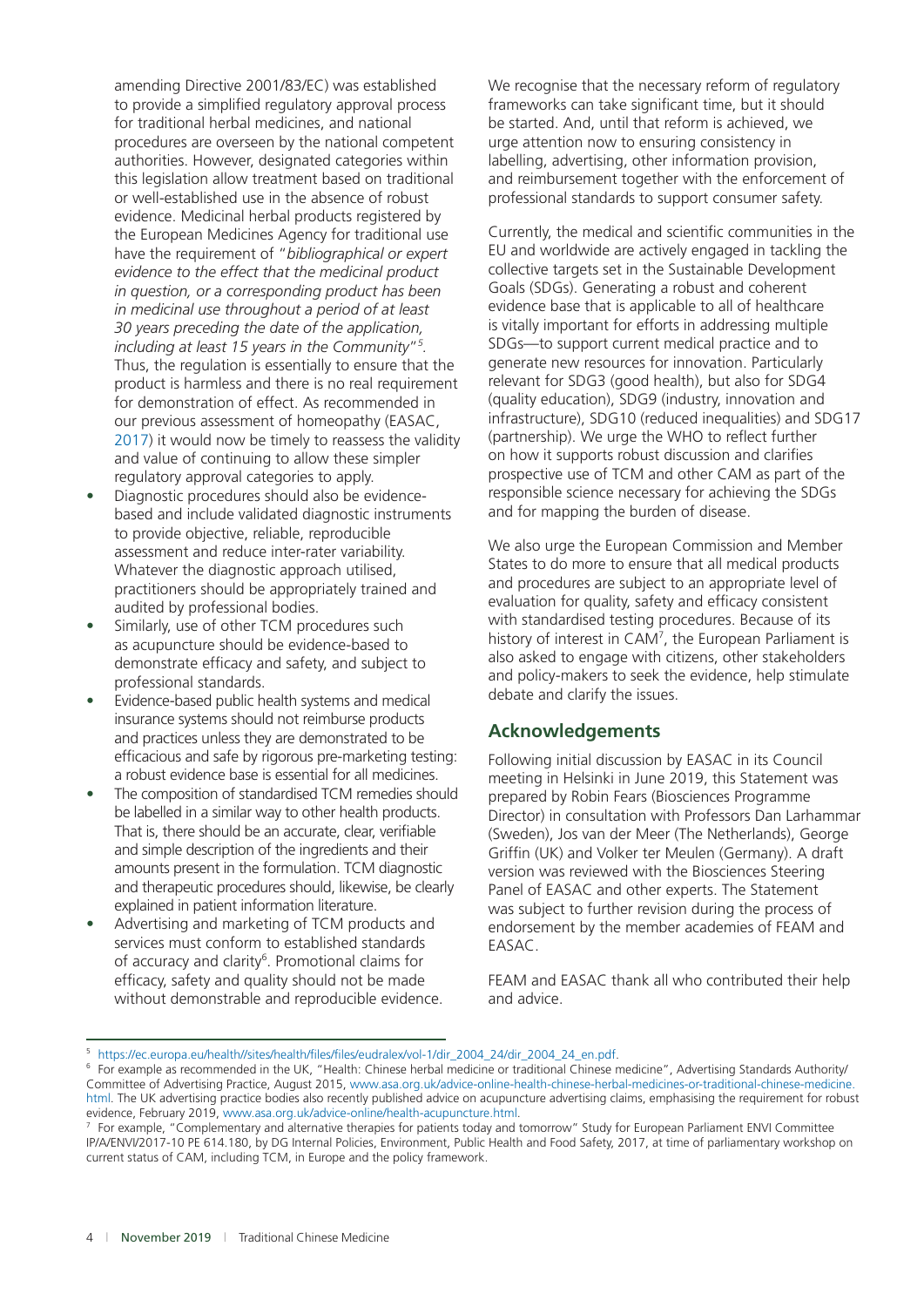amending Directive 2001/83/EC) was established to provide a simplified regulatory approval process for traditional herbal medicines, and national procedures are overseen by the national competent authorities. However, designated categories within this legislation allow treatment based on traditional or well-established use in the absence of robust evidence. Medicinal herbal products registered by the European Medicines Agency for traditional use have the requirement of "*bibliographical or expert evidence to the effect that the medicinal product in question, or a corresponding product has been in medicinal use throughout a period of at least 30 years preceding the date of the application, including at least 15 years in the Community*"[5]. Thus, the regulation is essentially to ensure that the product is harmless and there is no real requirement for demonstration of effect. As recommended in our previous assessment of homeopathy (EASAC, 2017) it would now be timely to reassess the validity and value of continuing to allow these simpler regulatory approval categories to apply.

- Diagnostic procedures should also be evidence-based and include validated diagnostic instruments to provide objective, reliable, reproducible assessment and reduce inter-rater variability. Whatever the diagnostic approach utilised, practitioners should be appropriately trained and audited by professional bodies.
- Similarly, use of other TCM procedures such as acupuncture should be evidence-based to demonstrate efficacy and safety, and subject to professional standards.
- Evidence-based public health systems and medical insurance systems should not reimburse products and practices unless they are demonstrated to be efficacious and safe by rigorous pre-marketing testing: a robust evidence base is essential for all medicines.
- The composition of standardised TCM remedies should be labelled in a similar way to other health products. That is, there should be an accurate, clear, verifiable and simple description of the ingredients and their amounts present in the formulation. TCM diagnostic and therapeutic procedures should, likewise, be clearly explained in patient information literature.
- Advertising and marketing of TCM products and services must conform to established standards of accuracy and clarity[6]. Promotional claims for efficacy, safety and quality should not be made without demonstrable and reproducible evidence.

We recognise that the necessary reform of regulatory frameworks can take significant time, but it should be started. And, until that reform is achieved, we urge attention now to ensuring consistency in labelling, advertising, other information provision, and reimbursement together with the enforcement of professional standards to support consumer safety.

Currently, the medical and scientific communities in the EU and worldwide are actively engaged in tackling the collective targets set in the Sustainable Development Goals (SDGs). Generating a robust and coherent evidence base that is applicable to all of healthcare is vitally important for efforts in addressing multiple SDGs—to support current medical practice and to generate new resources for innovation. Particularly relevant for SDG3 (good health), but also for SDG4 (quality education), SDG9 (industry, innovation and infrastructure), SDG10 (reduced inequalities) and SDG17 (partnership). We urge the WHO to reflect further on how it supports robust discussion and clarifies prospective use of TCM and other CAM as part of the responsible science necessary for achieving the SDGs and for mapping the burden of disease.

We also urge the European Commission and Member States to do more to ensure that all medical products and procedures are subject to an appropriate level of evaluation for quality, safety and efficacy consistent with standardised testing procedures. Because of its history of interest in CAM[7], the European Parliament is also asked to engage with citizens, other stakeholders and policy-makers to seek the evidence, help stimulate debate and clarify the issues.

## Acknowledgements

Following initial discussion by EASAC in its Council meeting in Helsinki in June 2019, this Statement was prepared by Robin Fears (Biosciences Programme Director) in consultation with Professors Dan Larhammar (Sweden), Jos van der Meer (The Netherlands), George Griffin (UK) and Volker ter Meulen (Germany). A draft version was reviewed with the Biosciences Steering Panel of EASAC and other experts. The Statement was subject to further revision during the process of endorsement by the member academies of FEAM and EASAC.

FEAM and EASAC thank all who contributed their help and advice.

---

[5] https://ec.europa.eu/health//sites/health/files/files/eudralex/vol-1/dir_2004_24/dir_2004_24_en.pdf.

[6] For example as recommended in the UK, "Health: Chinese herbal medicine or traditional Chinese medicine", Advertising Standards Authority/ Committee of Advertising Practice, August 2015, www.asa.org.uk/advice-online-health-chinese-herbal-medicines-or-traditional-chinese-medicine.html. The UK advertising practice bodies also recently published advice on acupuncture advertising claims, emphasising the requirement for robust evidence, February 2019, www.asa.org.uk/advice-online/health-acupuncture.html.

[7] For example, "Complementary and alternative therapies for patients today and tomorrow" Study for European Parliament ENVI Committee IP/A/ENVI/2017-10 PE 614.180, by DG Internal Policies, Environment, Public Health and Food Safety, 2017, at time of parliamentary workshop on current status of CAM, including TCM, in Europe and the policy framework.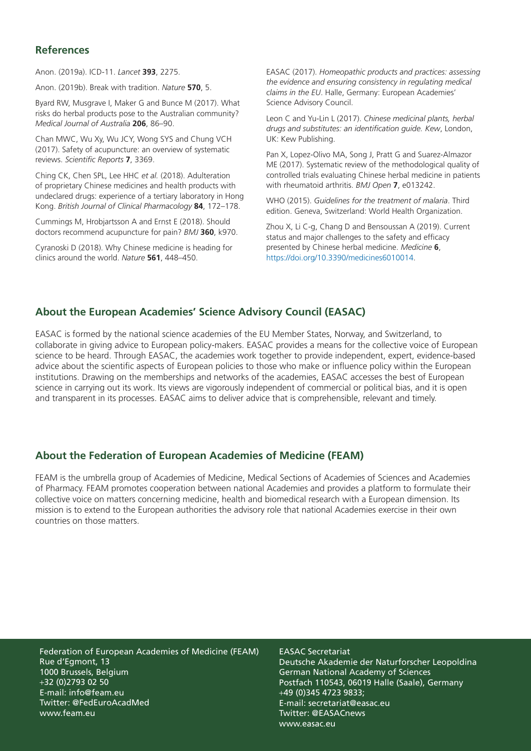## References

Anon. (2019a). ICD-11. *Lancet* **393**, 2275.

Anon. (2019b). Break with tradition. *Nature* **570**, 5.

Byard RW, Musgrave I, Maker G and Bunce M (2017). What risks do herbal products pose to the Australian community? *Medical Journal of Australia* **206**, 86–90.

Chan MWC, Wu Xy, Wu JCY, Wong SYS and Chung VCH (2017). Safety of acupuncture: an overview of systematic reviews. *Scientific Reports* **7**, 3369.

Ching CK, Chen SPL, Lee HHC *et al.* (2018). Adulteration of proprietary Chinese medicines and health products with undeclared drugs: experience of a tertiary laboratory in Hong Kong. *British Journal of Clinical Pharmacology* **84**, 172–178.

Cummings M, Hrobjartsson A and Ernst E (2018). Should doctors recommend acupuncture for pain? *BMJ* **360**, k970.

Cyranoski D (2018). Why Chinese medicine is heading for clinics around the world. *Nature* **561**, 448–450.

EASAC (2017). *Homeopathic products and practices: assessing the evidence and ensuring consistency in regulating medical claims in the EU*. Halle, Germany: European Academies' Science Advisory Council.

Leon C and Yu-Lin L (2017). *Chinese medicinal plants, herbal drugs and substitutes: an identification guide. Kew*, London, UK: Kew Publishing.

Pan X, Lopez-Olivo MA, Song J, Pratt G and Suarez-Almazor ME (2017). Systematic review of the methodological quality of controlled trials evaluating Chinese herbal medicine in patients with rheumatoid arthritis. *BMJ Open* **7**, e013242.

WHO (2015). *Guidelines for the treatment of malaria*. Third edition. Geneva, Switzerland: World Health Organization.

Zhou X, Li C-g, Chang D and Bensoussan A (2019). Current status and major challenges to the safety and efficacy presented by Chinese herbal medicine. *Medicine* **6**, https://doi.org/10.3390/medicines6010014.

## About the European Academies' Science Advisory Council (EASAC)

EASAC is formed by the national science academies of the EU Member States, Norway, and Switzerland, to collaborate in giving advice to European policy-makers. EASAC provides a means for the collective voice of European science to be heard. Through EASAC, the academies work together to provide independent, expert, evidence-based advice about the scientific aspects of European policies to those who make or influence policy within the European institutions. Drawing on the memberships and networks of the academies, EASAC accesses the best of European science in carrying out its work. Its views are vigorously independent of commercial or political bias, and it is open and transparent in its processes. EASAC aims to deliver advice that is comprehensible, relevant and timely.

## About the Federation of European Academies of Medicine (FEAM)

FEAM is the umbrella group of Academies of Medicine, Medical Sections of Academies of Sciences and Academies of Pharmacy. FEAM promotes cooperation between national Academies and provides a platform to formulate their collective voice on matters concerning medicine, health and biomedical research with a European dimension. Its mission is to extend to the European authorities the advisory role that national Academies exercise in their own countries on those matters.

Federation of European Academies of Medicine (FEAM)
Rue d'Egmont, 13
1000 Brussels, Belgium
+32 (0)2793 02 50
E-mail: info@feam.eu
Twitter: @FedEuroAcadMed
www.feam.eu

EASAC Secretariat
Deutsche Akademie der Naturforscher Leopoldina
German National Academy of Sciences
Postfach 110543, 06019 Halle (Saale), Germany
+49 (0)345 4723 9833;
E-mail: secretariat@easac.eu
Twitter: @EASACnews
www.easac.eu